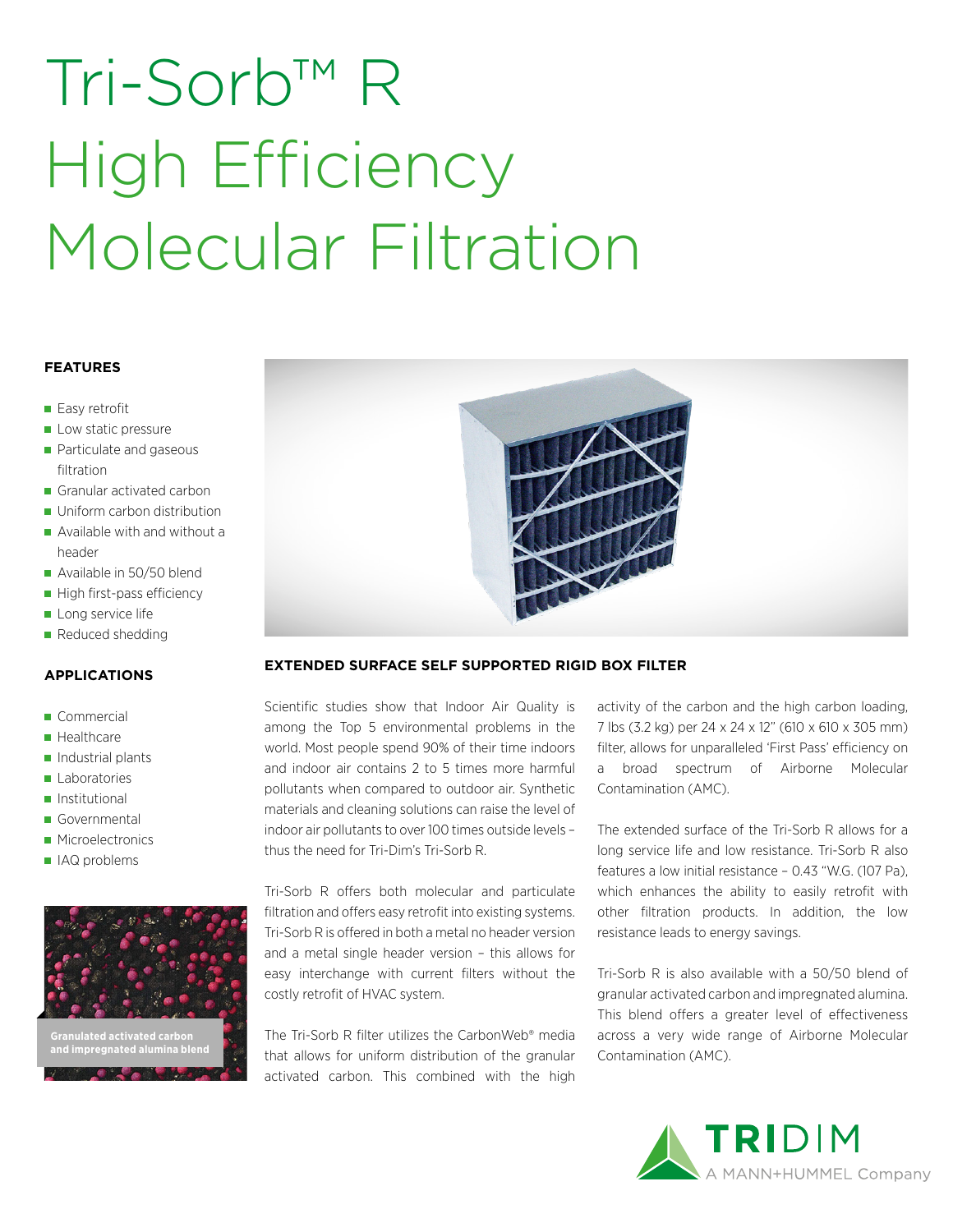# Tri-Sorb™ R High Efficiency Molecular Filtration

## FEATURES

- Easy retrofit
- Low static pressure
- Particulate and gaseous filtration
- Granular activated carbon
- Uniform carbon distribution
- Available with and without a header
- Available in 50/50 blend
- High first-pass efficiency
- Long service life
- Reduced shedding

## APPLICATIONS

- Commercial
- Healthcare
- Industrial plants
- Laboratories
- Institutional
- Governmental
- Microelectronics
- IAQ problems

Granulated activated carbon and impregnated alumina blend

## EXTENDED SURFACE SELF SUPPORTED RIGID BOX FILTER

Scientific studies show that Indoor Air Quality is among the Top 5 environmental problems in the world. Most people spend 90% of their time indoors and indoor air contains 2 to 5 times more harmful pollutants when compared to outdoor air. Synthetic materials and cleaning solutions can raise the level of indoor air pollutants to over 100 times outside levels – thus the need for Tri-Dim's Tri-Sorb R.

Tri-Sorb R offers both molecular and particulate filtration and offers easy retrofit into existing systems. Tri-Sorb R is offered in both a metal no header version and a metal single header version – this allows for easy interchange with current filters without the costly retrofit of HVAC system.

The Tri-Sorb R filter utilizes the CarbonWeb® media that allows for uniform distribution of the granular activated carbon. This combined with the high activity of the carbon and the high carbon loading, 7 lbs (3.2 kg) per 24 x 24 x 12" (610 x 610 x 305 mm) filter, allows for unparalleled 'First Pass' efficiency on a broad spectrum of Airborne Molecular Contamination (AMC).

The extended surface of the Tri-Sorb R allows for a long service life and low resistance. Tri-Sorb R also features a low initial resistance – 0.43 "W.G. (107 Pa), which enhances the ability to easily retrofit with other filtration products. In addition, the low resistance leads to energy savings.

Tri-Sorb R is also available with a 50/50 blend of granular activated carbon and impregnated alumina. This blend offers a greater level of effectiveness across a very wide range of Airborne Molecular Contamination (AMC).

TRIDIM
A MANN+HUMMEL Company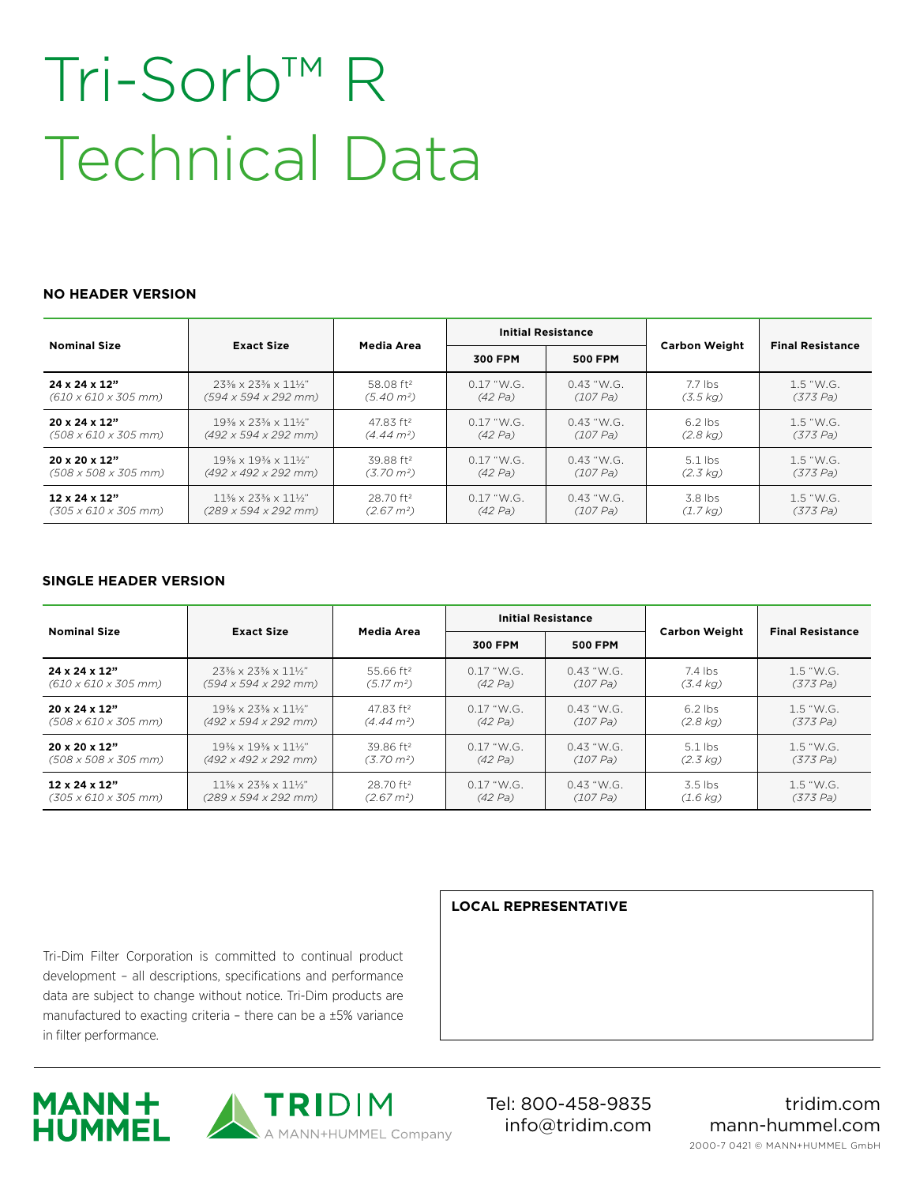# Tri-Sorb™ R Technical Data

### NO HEADER VERSION

| Nominal Size | Exact Size | Media Area | Initial Resistance | | Carbon Weight | Final Resistance |
|---|---|---|---|---|---|---|
| | | | 300 FPM | 500 FPM | | |
| **24 x 24 x 12”** *(610 x 610 x 305 mm)* | 23⅜ x 23⅜ x 11½" *(594 x 594 x 292 mm)* | 58.08 ft² *(5.40 m²)* | 0.17 "W.G. *(42 Pa)* | 0.43 "W.G. *(107 Pa)* | 7.7 lbs *(3.5 kg)* | 1.5 "W.G. *(373 Pa)* |
| **20 x 24 x 12”** *(508 x 610 x 305 mm)* | 19⅜ x 23⅜ x 11½" *(492 x 594 x 292 mm)* | 47.83 ft² *(4.44 m²)* | 0.17 "W.G. *(42 Pa)* | 0.43 "W.G. *(107 Pa)* | 6.2 lbs *(2.8 kg)* | 1.5 "W.G. *(373 Pa)* |
| **20 x 20 x 12”** *(508 x 508 x 305 mm)* | 19⅜ x 19⅜ x 11½" *(492 x 492 x 292 mm)* | 39.88 ft² *(3.70 m²)* | 0.17 "W.G. *(42 Pa)* | 0.43 "W.G. *(107 Pa)* | 5.1 lbs *(2.3 kg)* | 1.5 "W.G. *(373 Pa)* |
| **12 x 24 x 12”** *(305 x 610 x 305 mm)* | 11⅜ x 23⅜ x 11½" *(289 x 594 x 292 mm)* | 28.70 ft² *(2.67 m²)* | 0.17 "W.G. *(42 Pa)* | 0.43 "W.G. *(107 Pa)* | 3.8 lbs *(1.7 kg)* | 1.5 "W.G. *(373 Pa)* |

### SINGLE HEADER VERSION

| Nominal Size | Exact Size | Media Area | Initial Resistance | | Carbon Weight | Final Resistance |
|---|---|---|---|---|---|---|
| | | | 300 FPM | 500 FPM | | |
| **24 x 24 x 12”** *(610 x 610 x 305 mm)* | 23⅜ x 23⅜ x 11½" *(594 x 594 x 292 mm)* | 55.66 ft² *(5.17 m²)* | 0.17 "W.G. *(42 Pa)* | 0.43 "W.G. *(107 Pa)* | 7.4 lbs *(3.4 kg)* | 1.5 "W.G. *(373 Pa)* |
| **20 x 24 x 12”** *(508 x 610 x 305 mm)* | 19⅜ x 23⅜ x 11½" *(492 x 594 x 292 mm)* | 47.83 ft² *(4.44 m²)* | 0.17 "W.G. *(42 Pa)* | 0.43 "W.G. *(107 Pa)* | 6.2 lbs *(2.8 kg)* | 1.5 "W.G. *(373 Pa)* |
| **20 x 20 x 12”** *(508 x 508 x 305 mm)* | 19⅜ x 19⅜ x 11½" *(492 x 492 x 292 mm)* | 39.86 ft² *(3.70 m²)* | 0.17 "W.G. *(42 Pa)* | 0.43 "W.G. *(107 Pa)* | 5.1 lbs *(2.3 kg)* | 1.5 "W.G. *(373 Pa)* |
| **12 x 24 x 12”** *(305 x 610 x 305 mm)* | 11⅜ x 23⅜ x 11½" *(289 x 594 x 292 mm)* | 28.70 ft² *(2.67 m²)* | 0.17 "W.G. *(42 Pa)* | 0.43 "W.G. *(107 Pa)* | 3.5 lbs *(1.6 kg)* | 1.5 "W.G. *(373 Pa)* |

Tri-Dim Filter Corporation is committed to continual product development – all descriptions, specifications and performance data are subject to change without notice. Tri-Dim products are manufactured to exacting criteria – there can be a ±5% variance in filter performance.

**LOCAL REPRESENTATIVE**

MANN+HUMMEL

TRIDIM A MANN+HUMMEL Company

Tel: 800-458-9835
info@tridim.com

tridim.com
mann-hummel.com

2000-7 0421 © MANN+HUMMEL GmbH